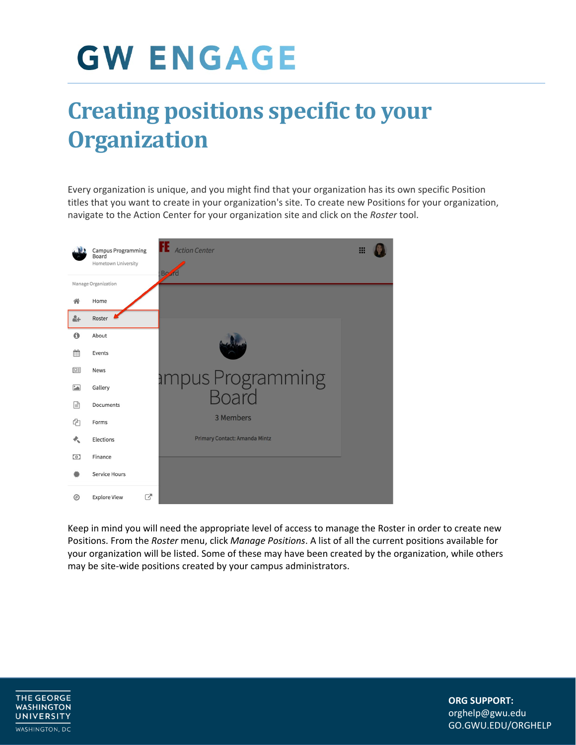# GW ENGAGE

## Creating positions specific to your Organization

Every organization is unique, and you might find that your organization has its own specific Position titles that you want to create in your organization's site. To create new Positions for your organization, navigate to the Action Center for your organization site and click on the *Roster* tool.

Keep in mind you will need the appropriate level of access to manage the Roster in order to create new Positions. From the *Roster* menu, click *Manage Positions*. A list of all the current positions available for your organization will be listed. Some of these may have been created by the organization, while others may be site-wide positions created by your campus administrators.

**ORG SUPPORT:**
orghelp@gwu.edu
GO.GWU.EDU/ORGHELP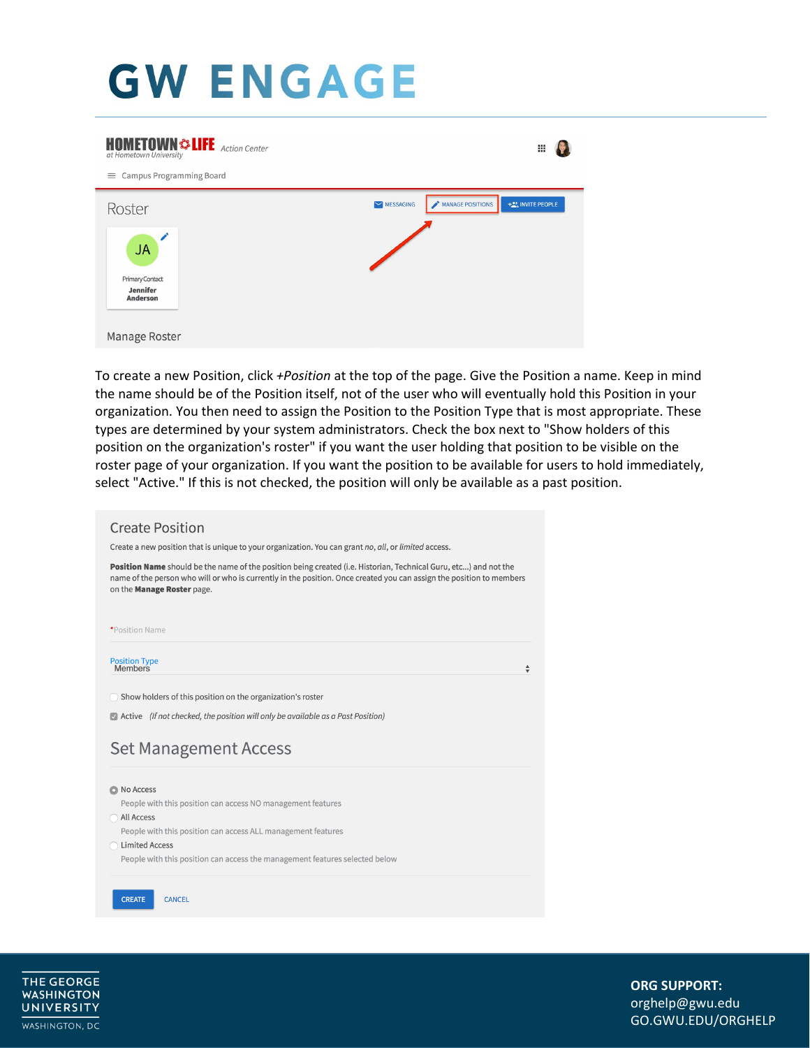# GW ENGAGE

HOMETOWN LIFE Action Center
at Hometown University

Campus Programming Board

Roster

MESSAGING | MANAGE POSITIONS | INVITE PEOPLE

JA
Primary Contact
Jennifer Anderson

Manage Roster

To create a new Position, click *+Position* at the top of the page. Give the Position a name. Keep in mind the name should be of the Position itself, not of the user who will eventually hold this Position in your organization. You then need to assign the Position to the Position Type that is most appropriate. These types are determined by your system administrators. Check the box next to "Show holders of this position on the organization's roster" if you want the user holding that position to be visible on the roster page of your organization. If you want the position to be available for users to hold immediately, select "Active." If this is not checked, the position will only be available as a past position.

## Create Position

Create a new position that is unique to your organization. You can grant *no*, *all*, or *limited* access.

**Position Name** should be the name of the position being created (i.e. Historian, Technical Guru, etc...) and not the name of the person who will or who is currently in the position. Once created you can assign the position to members on the **Manage Roster** page.

*Position Name

Position Type
Members

- [ ] Show holders of this position on the organization's roster
- [x] Active *(If not checked, the position will only be available as a Past Position)*

## Set Management Access

- (•) No Access
  People with this position can access NO management features
- ( ) All Access
  People with this position can access ALL management features
- ( ) Limited Access
  People with this position can access the management features selected below

CREATE | CANCEL

THE GEORGE WASHINGTON UNIVERSITY
WASHINGTON, DC

**ORG SUPPORT:**
orghelp@gwu.edu
GO.GWU.EDU/ORGHELP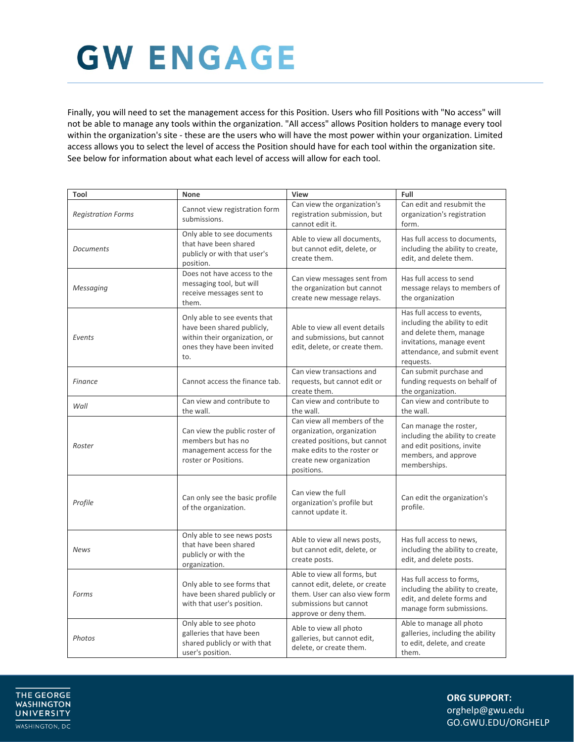Finally, you will need to set the management access for this Position. Users who fill Positions with "No access" will not be able to manage any tools within the organization. "All access" allows Position holders to manage every tool within the organization's site - these are the users who will have the most power within your organization. Limited access allows you to select the level of access the Position should have for each tool within the organization site. See below for information about what each level of access will allow for each tool.

| Tool | None | View | Full |
|---|---|---|---|
| *Registration Forms* | Cannot view registration form submissions. | Can view the organization's registration submission, but cannot edit it. | Can edit and resubmit the organization's registration form. |
| *Documents* | Only able to see documents that have been shared publicly or with that user's position. | Able to view all documents, but cannot edit, delete, or create them. | Has full access to documents, including the ability to create, edit, and delete them. |
| *Messaging* | Does not have access to the messaging tool, but will receive messages sent to them. | Can view messages sent from the organization but cannot create new message relays. | Has full access to send message relays to members of the organization |
| *Events* | Only able to see events that have been shared publicly, within their organization, or ones they have been invited to. | Able to view all event details and submissions, but cannot edit, delete, or create them. | Has full access to events, including the ability to edit and delete them, manage invitations, manage event attendance, and submit event requests. |
| *Finance* | Cannot access the finance tab. | Can view transactions and requests, but cannot edit or create them. | Can submit purchase and funding requests on behalf of the organization. |
| *Wall* | Can view and contribute to the wall. | Can view and contribute to the wall. | Can view and contribute to the wall. |
| *Roster* | Can view the public roster of members but has no management access for the roster or Positions. | Can view all members of the organization, organization created positions, but cannot make edits to the roster or create new organization positions. | Can manage the roster, including the ability to create and edit positions, invite members, and approve memberships. |
| *Profile* | Can only see the basic profile of the organization. | Can view the full organization's profile but cannot update it. | Can edit the organization's profile. |
| *News* | Only able to see news posts that have been shared publicly or with the organization. | Able to view all news posts, but cannot edit, delete, or create posts. | Has full access to news, including the ability to create, edit, and delete posts. |
| *Forms* | Only able to see forms that have been shared publicly or with that user's position. | Able to view all forms, but cannot edit, delete, or create them. User can also view form submissions but cannot approve or deny them. | Has full access to forms, including the ability to create, edit, and delete forms and manage form submissions. |
| *Photos* | Only able to see photo galleries that have been shared publicly or with that user's position. | Able to view all photo galleries, but cannot edit, delete, or create them. | Able to manage all photo galleries, including the ability to edit, delete, and create them. |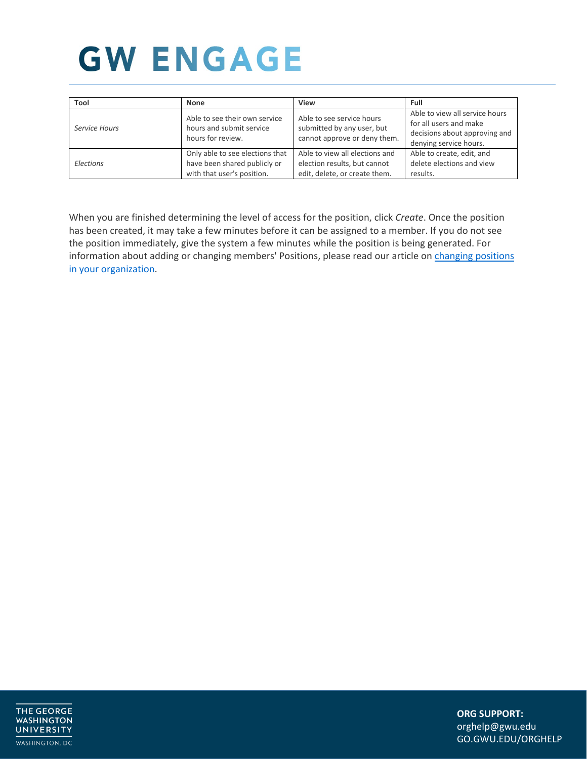| Tool | None | View | Full |
| --- | --- | --- | --- |
| *Service Hours* | Able to see their own service hours and submit service hours for review. | Able to see service hours submitted by any user, but cannot approve or deny them. | Able to view all service hours for all users and make decisions about approving and denying service hours. |
| *Elections* | Only able to see elections that have been shared publicly or with that user's position. | Able to view all elections and election results, but cannot edit, delete, or create them. | Able to create, edit, and delete elections and view results. |

When you are finished determining the level of access for the position, click *Create*. Once the position has been created, it may take a few minutes before it can be assigned to a member. If you do not see the position immediately, give the system a few minutes while the position is being generated. For information about adding or changing members' Positions, please read our article on [changing positions in your organization](#).